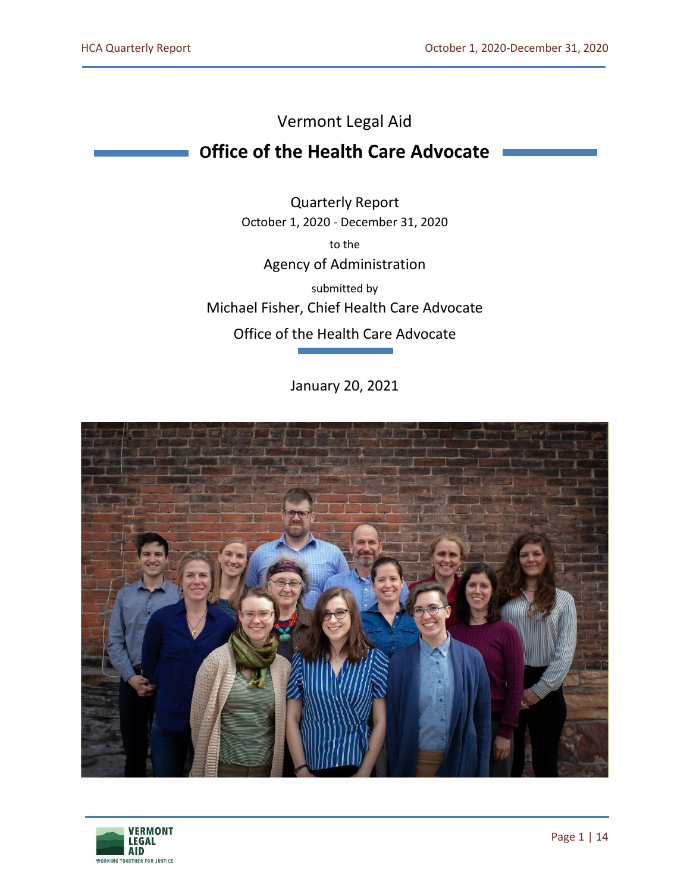Vermont Legal Aid

# Office of the Health Care Advocate

Quarterly Report

October 1, 2020 - December 31, 2020

to the

Agency of Administration

submitted by

Michael Fisher, Chief Health Care Advocate

Office of the Health Care Advocate

January 20, 2021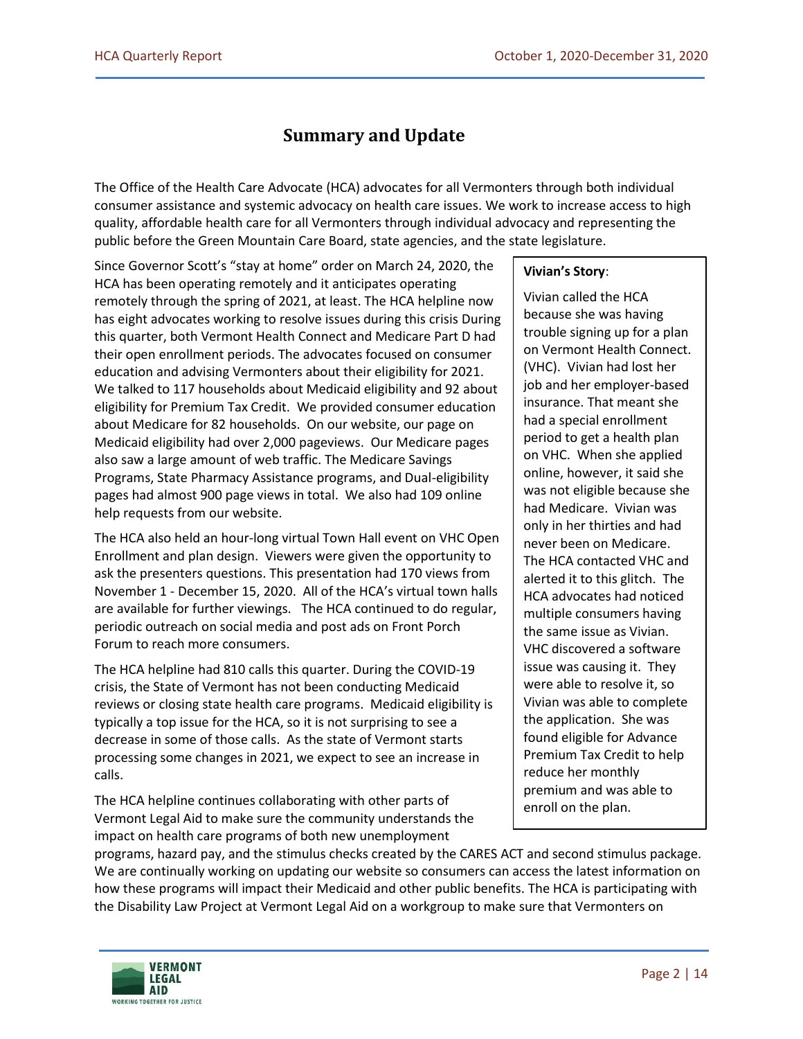# Summary and Update

The Office of the Health Care Advocate (HCA) advocates for all Vermonters through both individual consumer assistance and systemic advocacy on health care issues. We work to increase access to high quality, affordable health care for all Vermonters through individual advocacy and representing the public before the Green Mountain Care Board, state agencies, and the state legislature.

Since Governor Scott's "stay at home" order on March 24, 2020, the HCA has been operating remotely and it anticipates operating remotely through the spring of 2021, at least. The HCA helpline now has eight advocates working to resolve issues during this crisis During this quarter, both Vermont Health Connect and Medicare Part D had their open enrollment periods. The advocates focused on consumer education and advising Vermonters about their eligibility for 2021. We talked to 117 households about Medicaid eligibility and 92 about eligibility for Premium Tax Credit. We provided consumer education about Medicare for 82 households. On our website, our page on Medicaid eligibility had over 2,000 pageviews. Our Medicare pages also saw a large amount of web traffic. The Medicare Savings Programs, State Pharmacy Assistance programs, and Dual-eligibility pages had almost 900 page views in total. We also had 109 online help requests from our website.

The HCA also held an hour-long virtual Town Hall event on VHC Open Enrollment and plan design. Viewers were given the opportunity to ask the presenters questions. This presentation had 170 views from November 1 - December 15, 2020. All of the HCA's virtual town halls are available for further viewings. The HCA continued to do regular, periodic outreach on social media and post ads on Front Porch Forum to reach more consumers.

The HCA helpline had 810 calls this quarter. During the COVID-19 crisis, the State of Vermont has not been conducting Medicaid reviews or closing state health care programs. Medicaid eligibility is typically a top issue for the HCA, so it is not surprising to see a decrease in some of those calls. As the state of Vermont starts processing some changes in 2021, we expect to see an increase in calls.

The HCA helpline continues collaborating with other parts of Vermont Legal Aid to make sure the community understands the impact on health care programs of both new unemployment programs, hazard pay, and the stimulus checks created by the CARES ACT and second stimulus package. We are continually working on updating our website so consumers can access the latest information on how these programs will impact their Medicaid and other public benefits. The HCA is participating with the Disability Law Project at Vermont Legal Aid on a workgroup to make sure that Vermonters on

> **Vivian's Story**:
>
> Vivian called the HCA because she was having trouble signing up for a plan on Vermont Health Connect. (VHC). Vivian had lost her job and her employer-based insurance. That meant she had a special enrollment period to get a health plan on VHC. When she applied online, however, it said she was not eligible because she had Medicare. Vivian was only in her thirties and had never been on Medicare. The HCA contacted VHC and alerted it to this glitch. The HCA advocates had noticed multiple consumers having the same issue as Vivian. VHC discovered a software issue was causing it. They were able to resolve it, so Vivian was able to complete the application. She was found eligible for Advance Premium Tax Credit to help reduce her monthly premium and was able to enroll on the plan.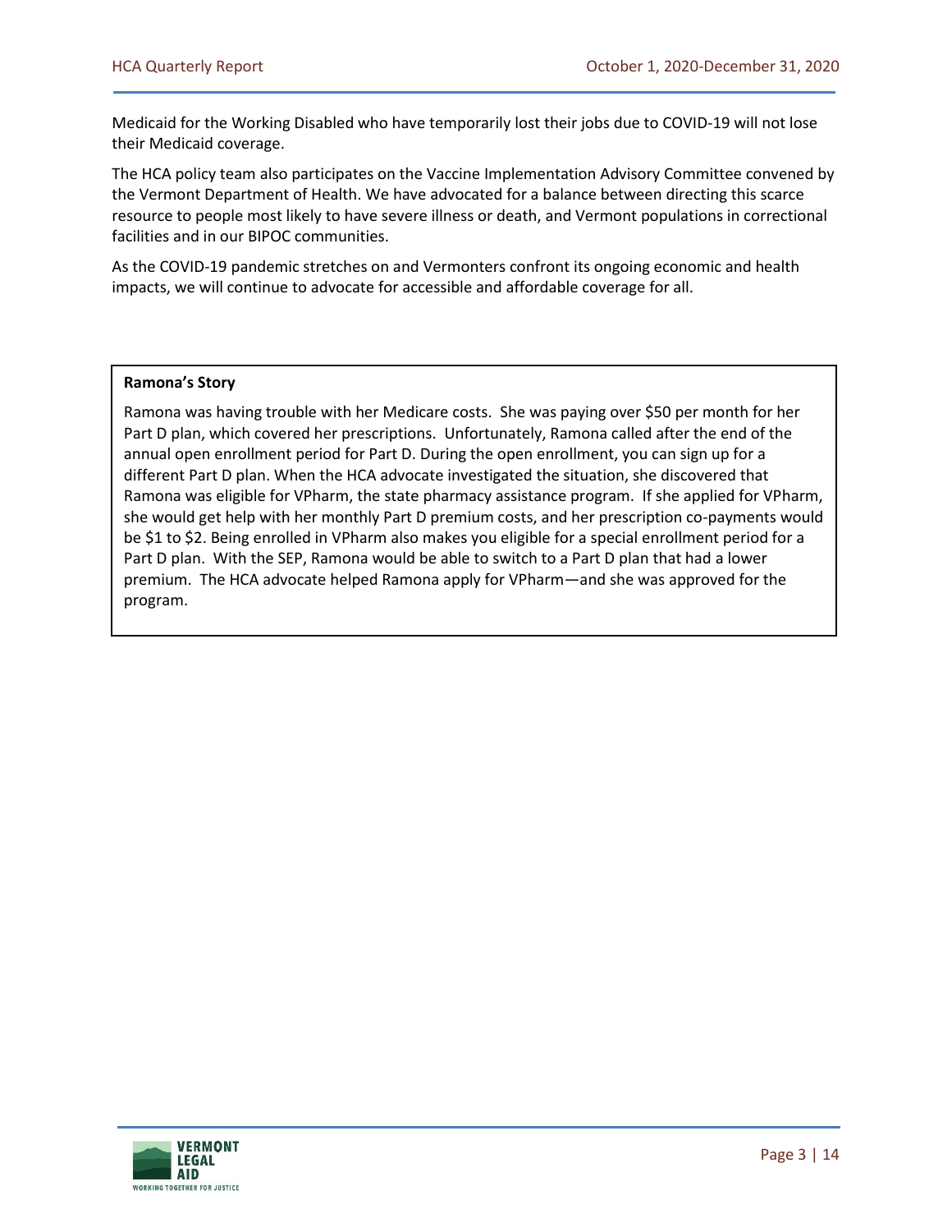Medicaid for the Working Disabled who have temporarily lost their jobs due to COVID-19 will not lose their Medicaid coverage.

The HCA policy team also participates on the Vaccine Implementation Advisory Committee convened by the Vermont Department of Health. We have advocated for a balance between directing this scarce resource to people most likely to have severe illness or death, and Vermont populations in correctional facilities and in our BIPOC communities.

As the COVID-19 pandemic stretches on and Vermonters confront its ongoing economic and health impacts, we will continue to advocate for accessible and affordable coverage for all.

**Ramona's Story**

Ramona was having trouble with her Medicare costs. She was paying over $50 per month for her Part D plan, which covered her prescriptions. Unfortunately, Ramona called after the end of the annual open enrollment period for Part D. During the open enrollment, you can sign up for a different Part D plan. When the HCA advocate investigated the situation, she discovered that Ramona was eligible for VPharm, the state pharmacy assistance program. If she applied for VPharm, she would get help with her monthly Part D premium costs, and her prescription co-payments would be $1 to $2. Being enrolled in VPharm also makes you eligible for a special enrollment period for a Part D plan. With the SEP, Ramona would be able to switch to a Part D plan that had a lower premium. The HCA advocate helped Ramona apply for VPharm—and she was approved for the program.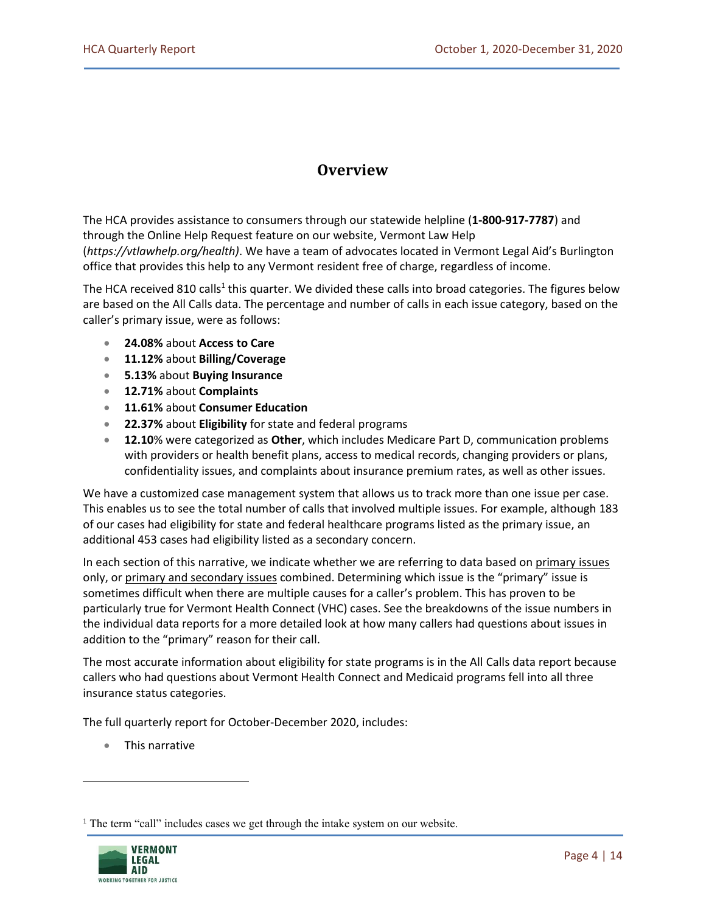# Overview

The HCA provides assistance to consumers through our statewide helpline (**1-800-917-7787**) and through the Online Help Request feature on our website, Vermont Law Help (*https://vtlawhelp.org/health)*. We have a team of advocates located in Vermont Legal Aid's Burlington office that provides this help to any Vermont resident free of charge, regardless of income.

The HCA received 810 calls[1] this quarter. We divided these calls into broad categories. The figures below are based on the All Calls data. The percentage and number of calls in each issue category, based on the caller's primary issue, were as follows:

- **24.08%** about **Access to Care**
- **11.12%** about **Billing/Coverage**
- **5.13%** about **Buying Insurance**
- **12.71%** about **Complaints**
- **11.61%** about **Consumer Education**
- **22.37%** about **Eligibility** for state and federal programs
- **12.10**% were categorized as **Other**, which includes Medicare Part D, communication problems with providers or health benefit plans, access to medical records, changing providers or plans, confidentiality issues, and complaints about insurance premium rates, as well as other issues.

We have a customized case management system that allows us to track more than one issue per case. This enables us to see the total number of calls that involved multiple issues. For example, although 183 of our cases had eligibility for state and federal healthcare programs listed as the primary issue, an additional 453 cases had eligibility listed as a secondary concern.

In each section of this narrative, we indicate whether we are referring to data based on <u>primary issues</u> only, or <u>primary and secondary issues</u> combined. Determining which issue is the "primary" issue is sometimes difficult when there are multiple causes for a caller's problem. This has proven to be particularly true for Vermont Health Connect (VHC) cases. See the breakdowns of the issue numbers in the individual data reports for a more detailed look at how many callers had questions about issues in addition to the "primary" reason for their call.

The most accurate information about eligibility for state programs is in the All Calls data report because callers who had questions about Vermont Health Connect and Medicaid programs fell into all three insurance status categories.

The full quarterly report for October-December 2020, includes:

- This narrative

[1] The term "call" includes cases we get through the intake system on our website.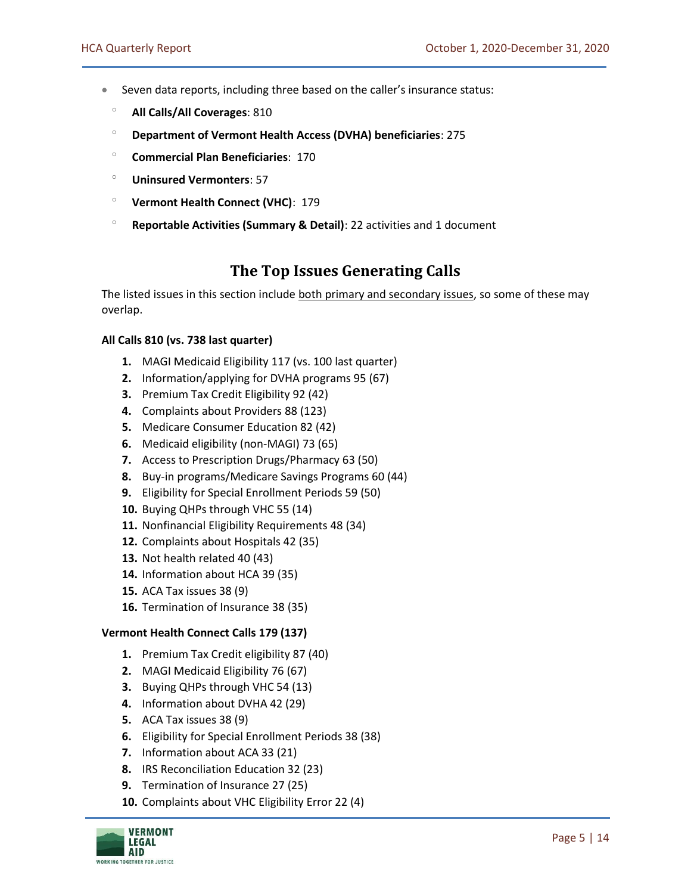- Seven data reports, including three based on the caller's insurance status:
  - **All Calls/All Coverages**: 810
  - **Department of Vermont Health Access (DVHA) beneficiaries**: 275
  - **Commercial Plan Beneficiaries**: 170
  - **Uninsured Vermonters**: 57
  - **Vermont Health Connect (VHC)**: 179
  - **Reportable Activities (Summary & Detail)**: 22 activities and 1 document

## The Top Issues Generating Calls

The listed issues in this section include both primary and secondary issues, so some of these may overlap.

**All Calls 810 (vs. 738 last quarter)**

1. MAGI Medicaid Eligibility 117 (vs. 100 last quarter)
2. Information/applying for DVHA programs 95 (67)
3. Premium Tax Credit Eligibility 92 (42)
4. Complaints about Providers 88 (123)
5. Medicare Consumer Education 82 (42)
6. Medicaid eligibility (non-MAGI) 73 (65)
7. Access to Prescription Drugs/Pharmacy 63 (50)
8. Buy-in programs/Medicare Savings Programs 60 (44)
9. Eligibility for Special Enrollment Periods 59 (50)
10. Buying QHPs through VHC 55 (14)
11. Nonfinancial Eligibility Requirements 48 (34)
12. Complaints about Hospitals 42 (35)
13. Not health related 40 (43)
14. Information about HCA 39 (35)
15. ACA Tax issues 38 (9)
16. Termination of Insurance 38 (35)

**Vermont Health Connect Calls 179 (137)**

1. Premium Tax Credit eligibility 87 (40)
2. MAGI Medicaid Eligibility 76 (67)
3. Buying QHPs through VHC 54 (13)
4. Information about DVHA 42 (29)
5. ACA Tax issues 38 (9)
6. Eligibility for Special Enrollment Periods 38 (38)
7. Information about ACA 33 (21)
8. IRS Reconciliation Education 32 (23)
9. Termination of Insurance 27 (25)
10. Complaints about VHC Eligibility Error 22 (4)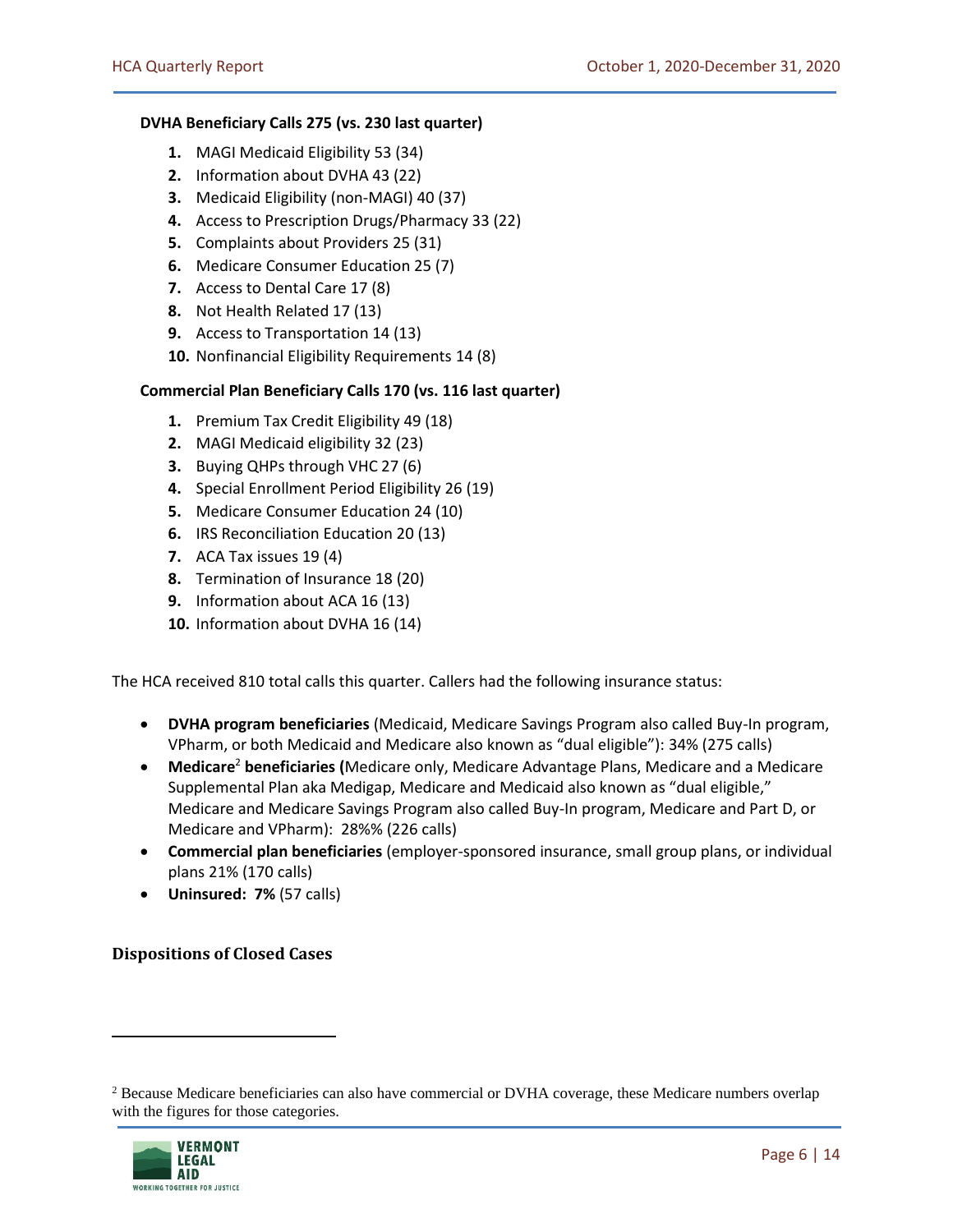**DVHA Beneficiary Calls 275 (vs. 230 last quarter)**

1. MAGI Medicaid Eligibility 53 (34)
2. Information about DVHA 43 (22)
3. Medicaid Eligibility (non-MAGI) 40 (37)
4. Access to Prescription Drugs/Pharmacy 33 (22)
5. Complaints about Providers 25 (31)
6. Medicare Consumer Education 25 (7)
7. Access to Dental Care 17 (8)
8. Not Health Related 17 (13)
9. Access to Transportation 14 (13)
10. Nonfinancial Eligibility Requirements 14 (8)

**Commercial Plan Beneficiary Calls 170 (vs. 116 last quarter)**

1. Premium Tax Credit Eligibility 49 (18)
2. MAGI Medicaid eligibility 32 (23)
3. Buying QHPs through VHC 27 (6)
4. Special Enrollment Period Eligibility 26 (19)
5. Medicare Consumer Education 24 (10)
6. IRS Reconciliation Education 20 (13)
7. ACA Tax issues 19 (4)
8. Termination of Insurance 18 (20)
9. Information about ACA 16 (13)
10. Information about DVHA 16 (14)

The HCA received 810 total calls this quarter. Callers had the following insurance status:

- **DVHA program beneficiaries** (Medicaid, Medicare Savings Program also called Buy-In program, VPharm, or both Medicaid and Medicare also known as "dual eligible"): 34% (275 calls)
- **Medicare**[2] **beneficiaries (**Medicare only, Medicare Advantage Plans, Medicare and a Medicare Supplemental Plan aka Medigap, Medicare and Medicaid also known as "dual eligible," Medicare and Medicare Savings Program also called Buy-In program, Medicare and Part D, or Medicare and VPharm): 28%% (226 calls)
- **Commercial plan beneficiaries** (employer-sponsored insurance, small group plans, or individual plans 21% (170 calls)
- **Uninsured: 7%** (57 calls)

## Dispositions of Closed Cases

---

[2] Because Medicare beneficiaries can also have commercial or DVHA coverage, these Medicare numbers overlap with the figures for those categories.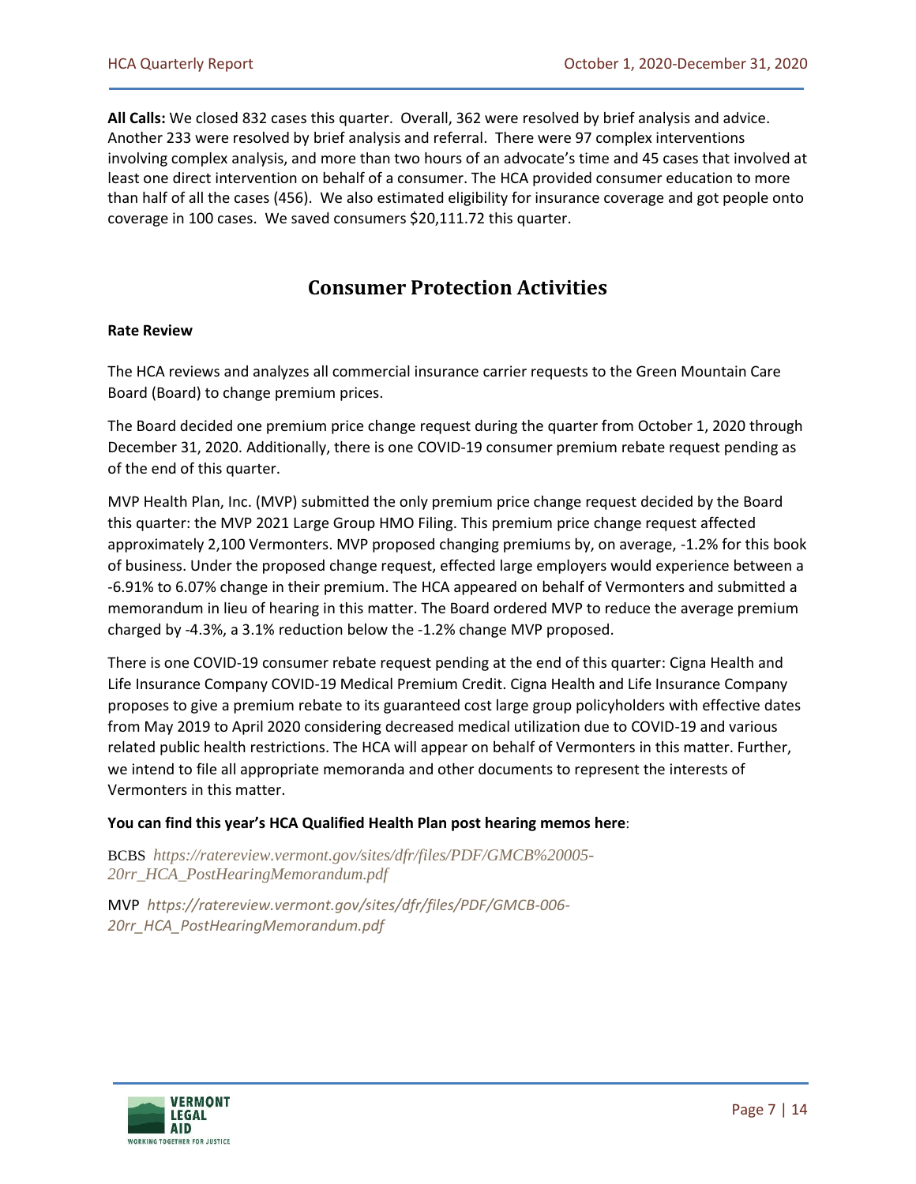**All Calls:** We closed 832 cases this quarter. Overall, 362 were resolved by brief analysis and advice. Another 233 were resolved by brief analysis and referral. There were 97 complex interventions involving complex analysis, and more than two hours of an advocate's time and 45 cases that involved at least one direct intervention on behalf of a consumer. The HCA provided consumer education to more than half of all the cases (456). We also estimated eligibility for insurance coverage and got people onto coverage in 100 cases. We saved consumers $20,111.72 this quarter.

## Consumer Protection Activities

**Rate Review**

The HCA reviews and analyzes all commercial insurance carrier requests to the Green Mountain Care Board (Board) to change premium prices.

The Board decided one premium price change request during the quarter from October 1, 2020 through December 31, 2020. Additionally, there is one COVID-19 consumer premium rebate request pending as of the end of this quarter.

MVP Health Plan, Inc. (MVP) submitted the only premium price change request decided by the Board this quarter: the MVP 2021 Large Group HMO Filing. This premium price change request affected approximately 2,100 Vermonters. MVP proposed changing premiums by, on average, -1.2% for this book of business. Under the proposed change request, effected large employers would experience between a -6.91% to 6.07% change in their premium. The HCA appeared on behalf of Vermonters and submitted a memorandum in lieu of hearing in this matter. The Board ordered MVP to reduce the average premium charged by -4.3%, a 3.1% reduction below the -1.2% change MVP proposed.

There is one COVID-19 consumer rebate request pending at the end of this quarter: Cigna Health and Life Insurance Company COVID-19 Medical Premium Credit. Cigna Health and Life Insurance Company proposes to give a premium rebate to its guaranteed cost large group policyholders with effective dates from May 2019 to April 2020 considering decreased medical utilization due to COVID-19 and various related public health restrictions. The HCA will appear on behalf of Vermonters in this matter. Further, we intend to file all appropriate memoranda and other documents to represent the interests of Vermonters in this matter.

**You can find this year's HCA Qualified Health Plan post hearing memos here**:

BCBS *https://ratereview.vermont.gov/sites/dfr/files/PDF/GMCB%20005-20rr_HCA_PostHearingMemorandum.pdf*

MVP *https://ratereview.vermont.gov/sites/dfr/files/PDF/GMCB-006-20rr_HCA_PostHearingMemorandum.pdf*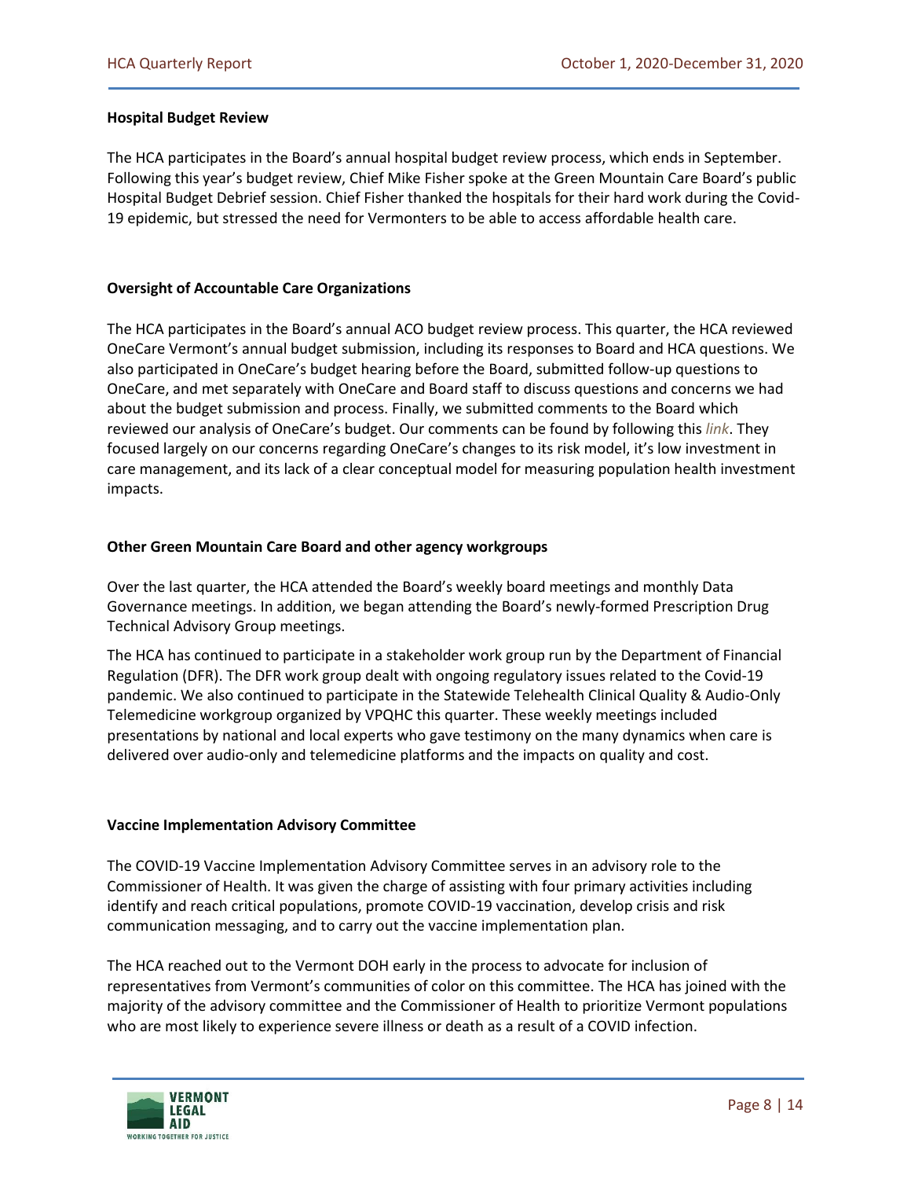**Hospital Budget Review**

The HCA participates in the Board's annual hospital budget review process, which ends in September. Following this year's budget review, Chief Mike Fisher spoke at the Green Mountain Care Board's public Hospital Budget Debrief session. Chief Fisher thanked the hospitals for their hard work during the Covid-19 epidemic, but stressed the need for Vermonters to be able to access affordable health care.

**Oversight of Accountable Care Organizations**

The HCA participates in the Board's annual ACO budget review process. This quarter, the HCA reviewed OneCare Vermont's annual budget submission, including its responses to Board and HCA questions. We also participated in OneCare's budget hearing before the Board, submitted follow-up questions to OneCare, and met separately with OneCare and Board staff to discuss questions and concerns we had about the budget submission and process. Finally, we submitted comments to the Board which reviewed our analysis of OneCare's budget. Our comments can be found by following this *link*. They focused largely on our concerns regarding OneCare's changes to its risk model, it's low investment in care management, and its lack of a clear conceptual model for measuring population health investment impacts.

**Other Green Mountain Care Board and other agency workgroups**

Over the last quarter, the HCA attended the Board's weekly board meetings and monthly Data Governance meetings. In addition, we began attending the Board's newly-formed Prescription Drug Technical Advisory Group meetings.

The HCA has continued to participate in a stakeholder work group run by the Department of Financial Regulation (DFR). The DFR work group dealt with ongoing regulatory issues related to the Covid-19 pandemic. We also continued to participate in the Statewide Telehealth Clinical Quality & Audio-Only Telemedicine workgroup organized by VPQHC this quarter. These weekly meetings included presentations by national and local experts who gave testimony on the many dynamics when care is delivered over audio-only and telemedicine platforms and the impacts on quality and cost.

**Vaccine Implementation Advisory Committee**

The COVID-19 Vaccine Implementation Advisory Committee serves in an advisory role to the Commissioner of Health. It was given the charge of assisting with four primary activities including identify and reach critical populations, promote COVID-19 vaccination, develop crisis and risk communication messaging, and to carry out the vaccine implementation plan.

The HCA reached out to the Vermont DOH early in the process to advocate for inclusion of representatives from Vermont's communities of color on this committee. The HCA has joined with the majority of the advisory committee and the Commissioner of Health to prioritize Vermont populations who are most likely to experience severe illness or death as a result of a COVID infection.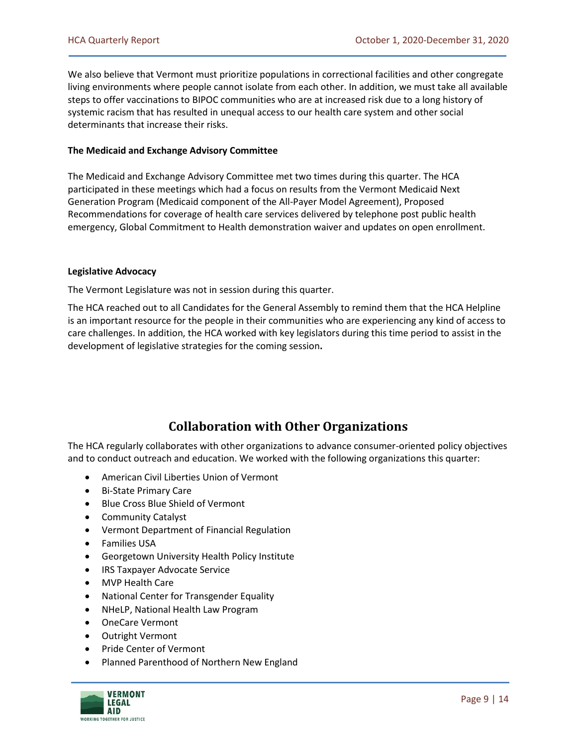We also believe that Vermont must prioritize populations in correctional facilities and other congregate living environments where people cannot isolate from each other. In addition, we must take all available steps to offer vaccinations to BIPOC communities who are at increased risk due to a long history of systemic racism that has resulted in unequal access to our health care system and other social determinants that increase their risks.

**The Medicaid and Exchange Advisory Committee**

The Medicaid and Exchange Advisory Committee met two times during this quarter. The HCA participated in these meetings which had a focus on results from the Vermont Medicaid Next Generation Program (Medicaid component of the All-Payer Model Agreement), Proposed Recommendations for coverage of health care services delivered by telephone post public health emergency, Global Commitment to Health demonstration waiver and updates on open enrollment.

**Legislative Advocacy**

The Vermont Legislature was not in session during this quarter.

The HCA reached out to all Candidates for the General Assembly to remind them that the HCA Helpline is an important resource for the people in their communities who are experiencing any kind of access to care challenges. In addition, the HCA worked with key legislators during this time period to assist in the development of legislative strategies for the coming session.

## Collaboration with Other Organizations

The HCA regularly collaborates with other organizations to advance consumer-oriented policy objectives and to conduct outreach and education. We worked with the following organizations this quarter:

- American Civil Liberties Union of Vermont
- Bi-State Primary Care
- Blue Cross Blue Shield of Vermont
- Community Catalyst
- Vermont Department of Financial Regulation
- Families USA
- Georgetown University Health Policy Institute
- IRS Taxpayer Advocate Service
- MVP Health Care
- National Center for Transgender Equality
- NHeLP, National Health Law Program
- OneCare Vermont
- Outright Vermont
- Pride Center of Vermont
- Planned Parenthood of Northern New England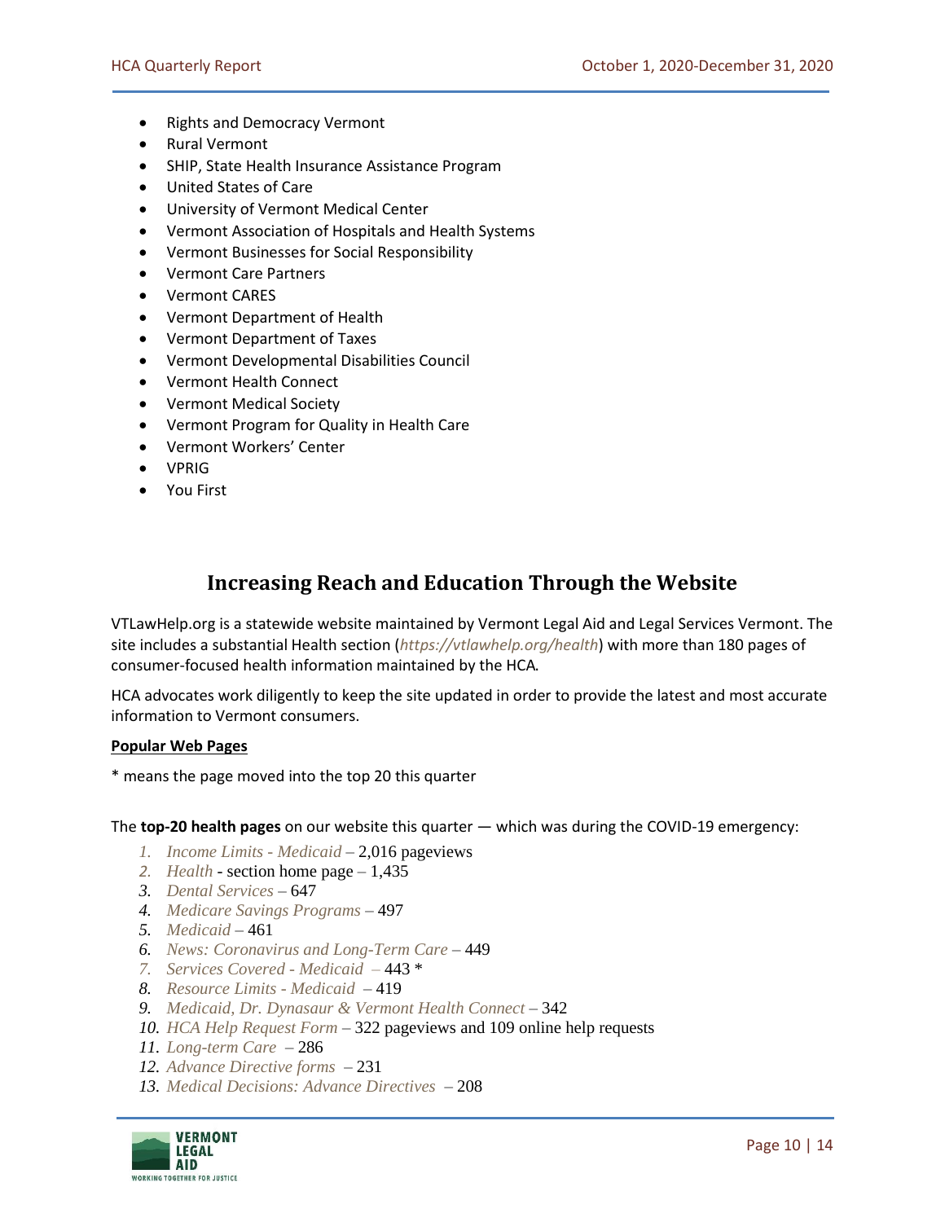- Rights and Democracy Vermont
- Rural Vermont
- SHIP, State Health Insurance Assistance Program
- United States of Care
- University of Vermont Medical Center
- Vermont Association of Hospitals and Health Systems
- Vermont Businesses for Social Responsibility
- Vermont Care Partners
- Vermont CARES
- Vermont Department of Health
- Vermont Department of Taxes
- Vermont Developmental Disabilities Council
- Vermont Health Connect
- Vermont Medical Society
- Vermont Program for Quality in Health Care
- Vermont Workers' Center
- VPRIG
- You First

## Increasing Reach and Education Through the Website

VTLawHelp.org is a statewide website maintained by Vermont Legal Aid and Legal Services Vermont. The site includes a substantial Health section (*https://vtlawhelp.org/health*) with more than 180 pages of consumer-focused health information maintained by the HCA.

HCA advocates work diligently to keep the site updated in order to provide the latest and most accurate information to Vermont consumers.

**Popular Web Pages**

* means the page moved into the top 20 this quarter

The **top-20 health pages** on our website this quarter — which was during the COVID-19 emergency:

1. *Income Limits - Medicaid* – 2,016 pageviews
2. *Health* - section home page – 1,435
3. *Dental Services* – 647
4. *Medicare Savings Programs* – 497
5. *Medicaid* – 461
6. *News: Coronavirus and Long-Term Care* – 449
7. *Services Covered - Medicaid* – 443 *
8. *Resource Limits - Medicaid* – 419
9. *Medicaid, Dr. Dynasaur & Vermont Health Connect* – 342
10. *HCA Help Request Form* – 322 pageviews and 109 online help requests
11. *Long-term Care* – 286
12. *Advance Directive forms* – 231
13. *Medical Decisions: Advance Directives* – 208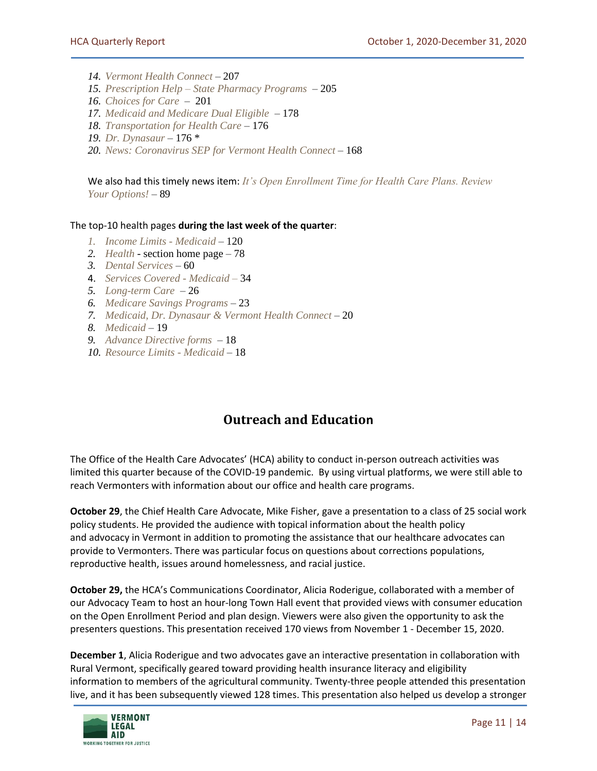14. *Vermont Health Connect* – 207
15. *Prescription Help – State Pharmacy Programs* – 205
16. *Choices for Care* – 201
17. *Medicaid and Medicare Dual Eligible* – 178
18. *Transportation for Health Care* – 176
19. *Dr. Dynasaur* – 176 *
20. *News: Coronavirus SEP for Vermont Health Connect* – 168

We also had this timely news item: *It's Open Enrollment Time for Health Care Plans. Review Your Options!* – 89

The top-10 health pages **during the last week of the quarter**:

1. *Income Limits - Medicaid* – 120
2. *Health* - section home page – 78
3. *Dental Services* – 60
4. *Services Covered - Medicaid* – 34
5. *Long-term Care* – 26
6. *Medicare Savings Programs* – 23
7. *Medicaid, Dr. Dynasaur & Vermont Health Connect* – 20
8. *Medicaid* – 19
9. *Advance Directive forms* – 18
10. *Resource Limits - Medicaid* – 18

## Outreach and Education

The Office of the Health Care Advocates' (HCA) ability to conduct in-person outreach activities was limited this quarter because of the COVID-19 pandemic. By using virtual platforms, we were still able to reach Vermonters with information about our office and health care programs.

**October 29**, the Chief Health Care Advocate, Mike Fisher, gave a presentation to a class of 25 social work policy students. He provided the audience with topical information about the health policy and advocacy in Vermont in addition to promoting the assistance that our healthcare advocates can provide to Vermonters. There was particular focus on questions about corrections populations, reproductive health, issues around homelessness, and racial justice.

**October 29,** the HCA's Communications Coordinator, Alicia Roderigue, collaborated with a member of our Advocacy Team to host an hour-long Town Hall event that provided views with consumer education on the Open Enrollment Period and plan design. Viewers were also given the opportunity to ask the presenters questions. This presentation received 170 views from November 1 - December 15, 2020.

**December 1**, Alicia Roderigue and two advocates gave an interactive presentation in collaboration with Rural Vermont, specifically geared toward providing health insurance literacy and eligibility information to members of the agricultural community. Twenty-three people attended this presentation live, and it has been subsequently viewed 128 times. This presentation also helped us develop a stronger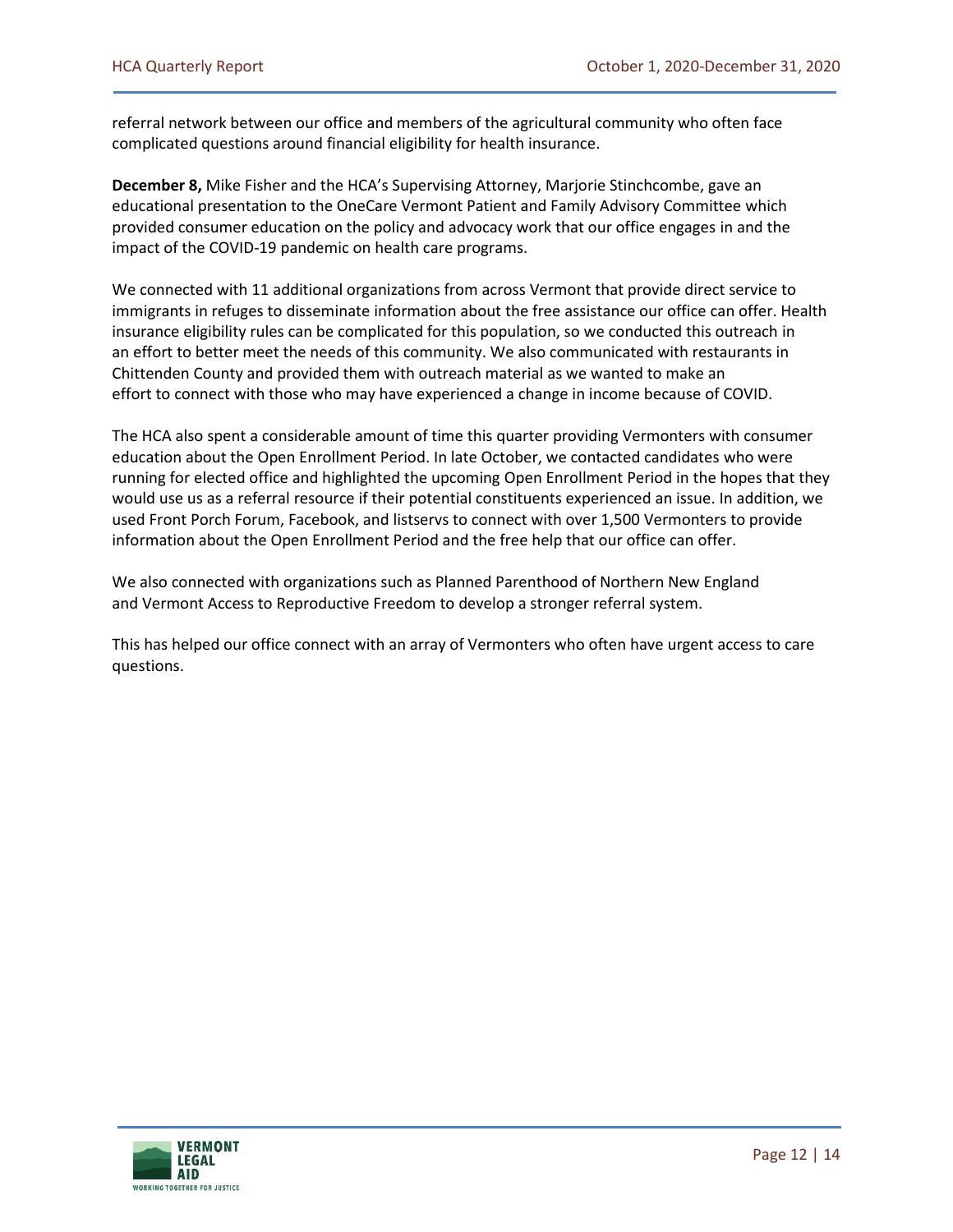referral network between our office and members of the agricultural community who often face complicated questions around financial eligibility for health insurance.

**December 8,** Mike Fisher and the HCA's Supervising Attorney, Marjorie Stinchcombe, gave an educational presentation to the OneCare Vermont Patient and Family Advisory Committee which provided consumer education on the policy and advocacy work that our office engages in and the impact of the COVID-19 pandemic on health care programs.

We connected with 11 additional organizations from across Vermont that provide direct service to immigrants in refuges to disseminate information about the free assistance our office can offer. Health insurance eligibility rules can be complicated for this population, so we conducted this outreach in an effort to better meet the needs of this community. We also communicated with restaurants in Chittenden County and provided them with outreach material as we wanted to make an effort to connect with those who may have experienced a change in income because of COVID.

The HCA also spent a considerable amount of time this quarter providing Vermonters with consumer education about the Open Enrollment Period. In late October, we contacted candidates who were running for elected office and highlighted the upcoming Open Enrollment Period in the hopes that they would use us as a referral resource if their potential constituents experienced an issue. In addition, we used Front Porch Forum, Facebook, and listservs to connect with over 1,500 Vermonters to provide information about the Open Enrollment Period and the free help that our office can offer.

We also connected with organizations such as Planned Parenthood of Northern New England and Vermont Access to Reproductive Freedom to develop a stronger referral system.

This has helped our office connect with an array of Vermonters who often have urgent access to care questions.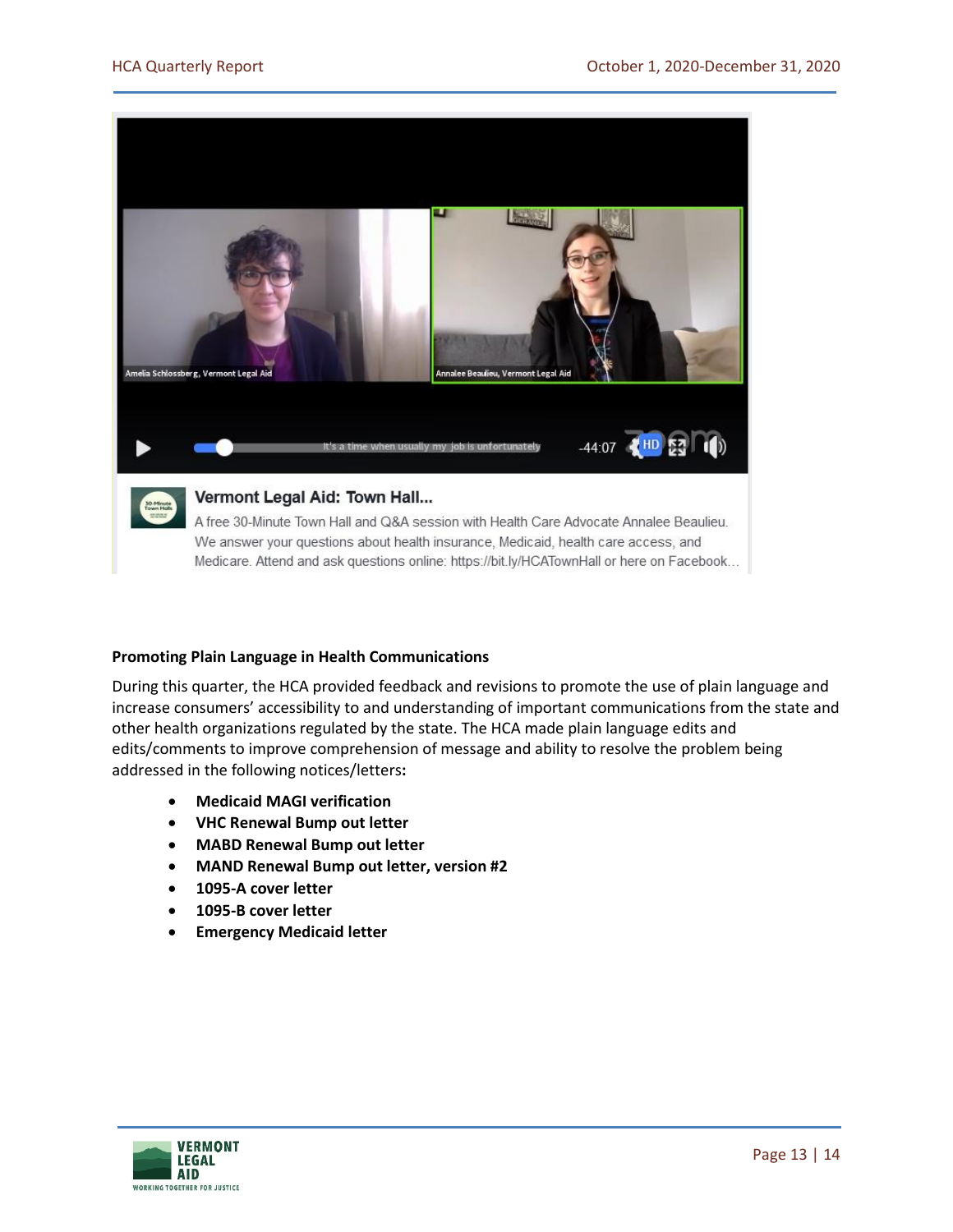**Promoting Plain Language in Health Communications**

During this quarter, the HCA provided feedback and revisions to promote the use of plain language and increase consumers' accessibility to and understanding of important communications from the state and other health organizations regulated by the state. The HCA made plain language edits and edits/comments to improve comprehension of message and ability to resolve the problem being addressed in the following notices/letters**:**

- **Medicaid MAGI verification**
- **VHC Renewal Bump out letter**
- **MABD Renewal Bump out letter**
- **MAND Renewal Bump out letter, version #2**
- **1095-A cover letter**
- **1095-B cover letter**
- **Emergency Medicaid letter**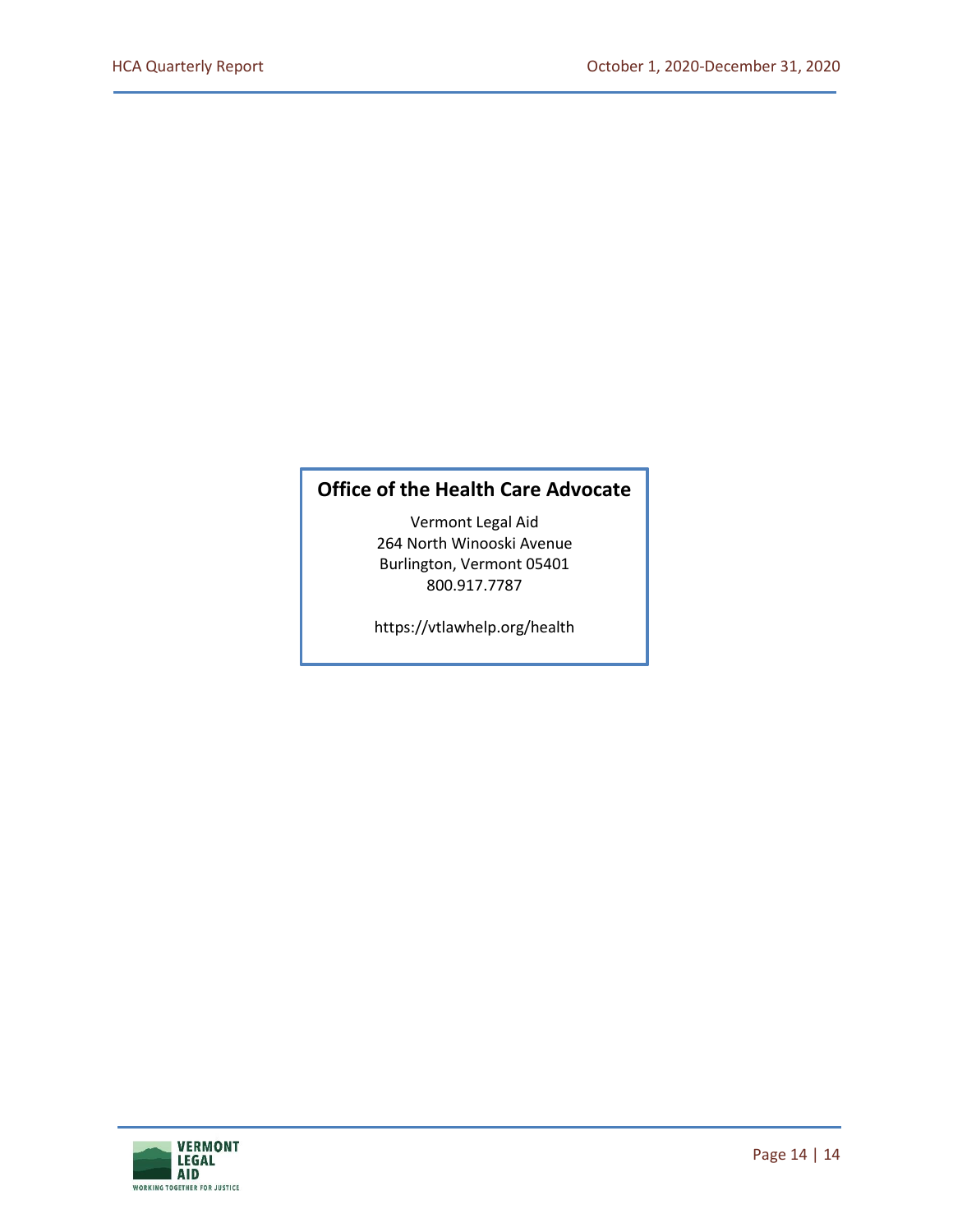**Office of the Health Care Advocate**

Vermont Legal Aid
264 North Winooski Avenue
Burlington, Vermont 05401
800.917.7787

https://vtlawhelp.org/health